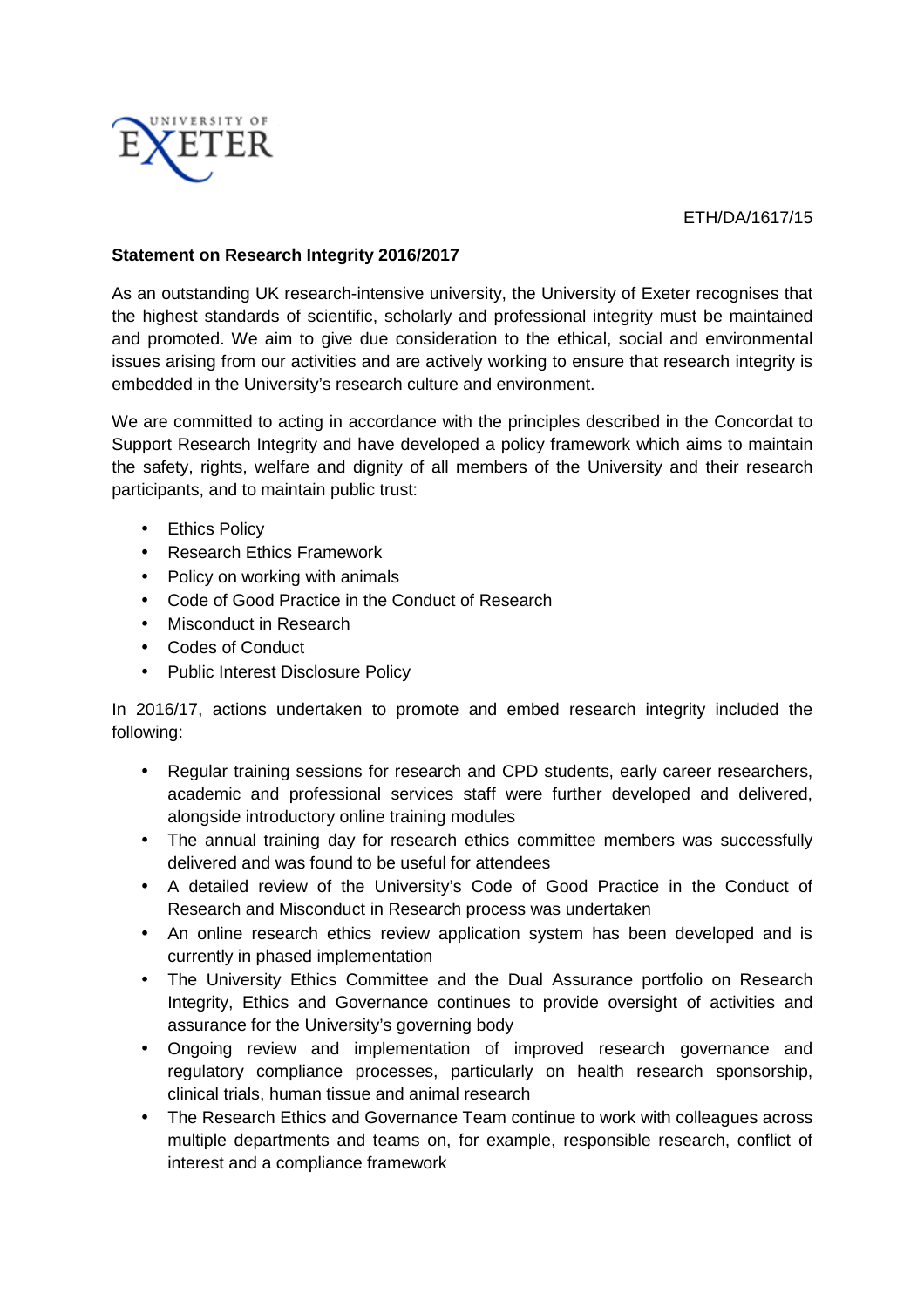ETH/DA/1617/15

**Statement on Research Integrity 2016/2017**

As an outstanding UK research-intensive university, the University of Exeter recognises that the highest standards of scientific, scholarly and professional integrity must be maintained and promoted. We aim to give due consideration to the ethical, social and environmental issues arising from our activities and are actively working to ensure that research integrity is embedded in the University's research culture and environment.

We are committed to acting in accordance with the principles described in the Concordat to Support Research Integrity and have developed a policy framework which aims to maintain the safety, rights, welfare and dignity of all members of the University and their research participants, and to maintain public trust:

- Ethics Policy
- Research Ethics Framework
- Policy on working with animals
- Code of Good Practice in the Conduct of Research
- Misconduct in Research
- Codes of Conduct
- Public Interest Disclosure Policy

In 2016/17, actions undertaken to promote and embed research integrity included the following:

- Regular training sessions for research and CPD students, early career researchers, academic and professional services staff were further developed and delivered, alongside introductory online training modules
- The annual training day for research ethics committee members was successfully delivered and was found to be useful for attendees
- A detailed review of the University's Code of Good Practice in the Conduct of Research and Misconduct in Research process was undertaken
- An online research ethics review application system has been developed and is currently in phased implementation
- The University Ethics Committee and the Dual Assurance portfolio on Research Integrity, Ethics and Governance continues to provide oversight of activities and assurance for the University's governing body
- Ongoing review and implementation of improved research governance and regulatory compliance processes, particularly on health research sponsorship, clinical trials, human tissue and animal research
- The Research Ethics and Governance Team continue to work with colleagues across multiple departments and teams on, for example, responsible research, conflict of interest and a compliance framework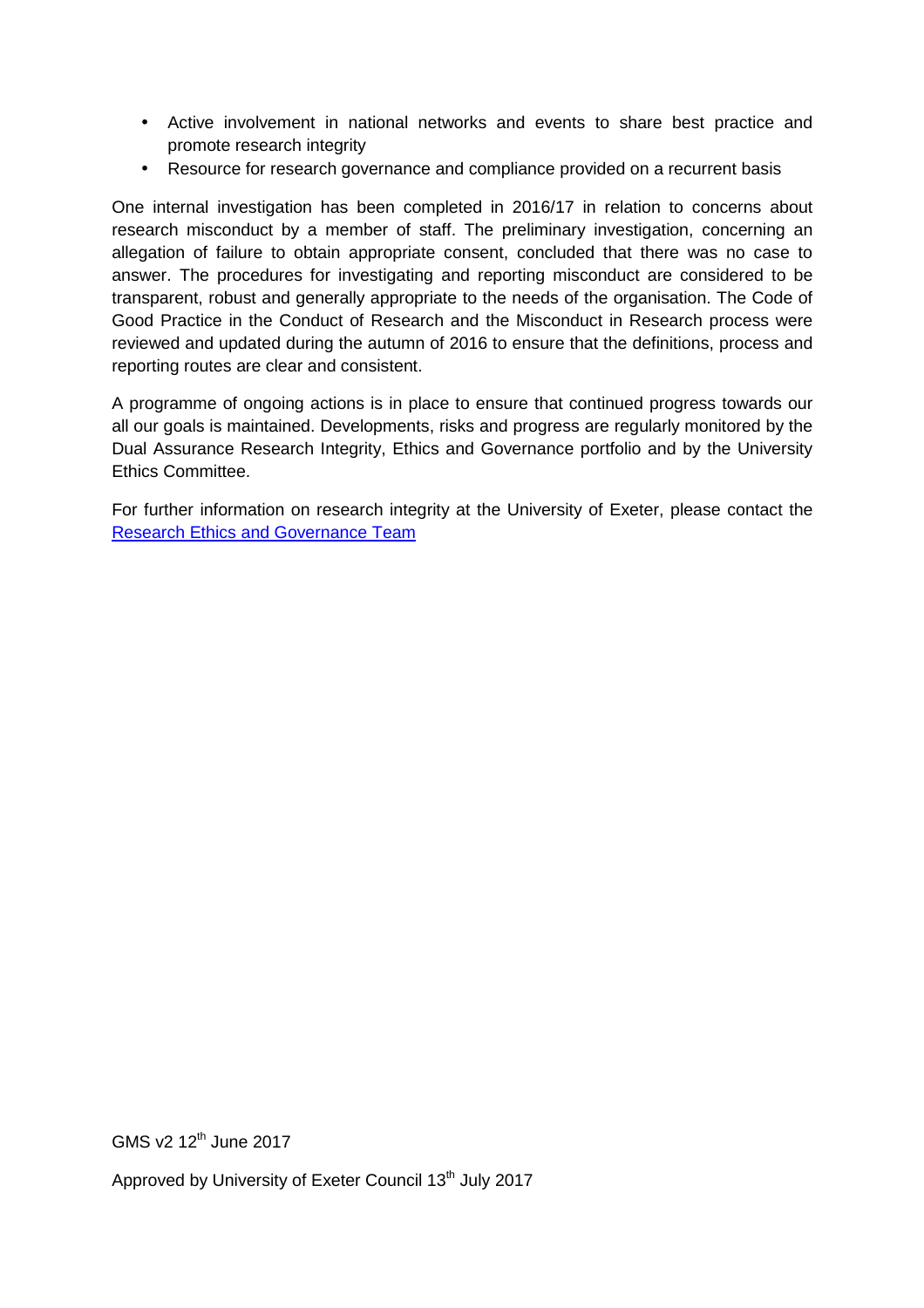- Active involvement in national networks and events to share best practice and promote research integrity
- Resource for research governance and compliance provided on a recurrent basis

One internal investigation has been completed in 2016/17 in relation to concerns about research misconduct by a member of staff. The preliminary investigation, concerning an allegation of failure to obtain appropriate consent, concluded that there was no case to answer. The procedures for investigating and reporting misconduct are considered to be transparent, robust and generally appropriate to the needs of the organisation. The Code of Good Practice in the Conduct of Research and the Misconduct in Research process were reviewed and updated during the autumn of 2016 to ensure that the definitions, process and reporting routes are clear and consistent.

A programme of ongoing actions is in place to ensure that continued progress towards our all our goals is maintained. Developments, risks and progress are regularly monitored by the Dual Assurance Research Integrity, Ethics and Governance portfolio and by the University Ethics Committee.

For further information on research integrity at the University of Exeter, please contact the Research Ethics and Governance Team

GMS v2 12th June 2017

Approved by University of Exeter Council 13th July 2017